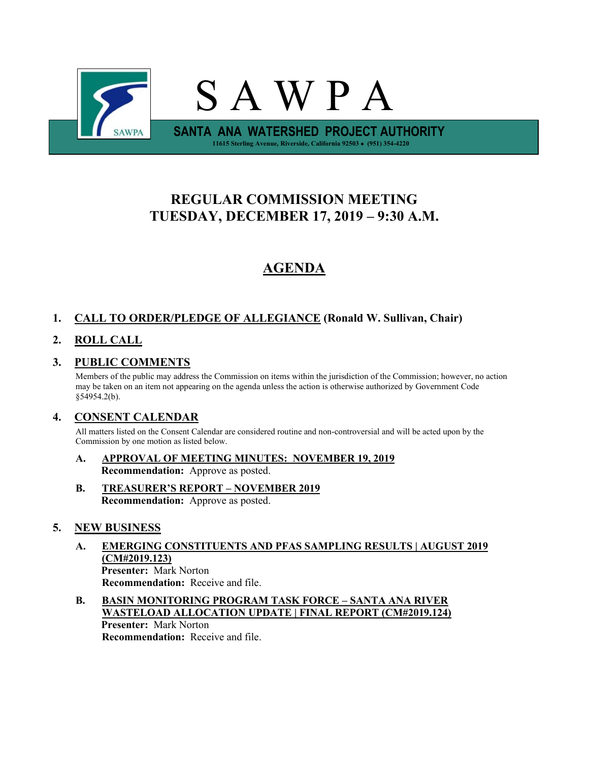# S A W P A

**SANTA ANA WATERSHED PROJECT AUTHORITY**

11615 Sterling Avenue, Riverside, California 92503 • (951) 354-4220

## REGULAR COMMISSION MEETING
## TUESDAY, DECEMBER 17, 2019 – 9:30 A.M.

# AGENDA

1. **CALL TO ORDER/PLEDGE OF ALLEGIANCE (Ronald W. Sullivan, Chair)**

2. **ROLL CALL**

3. **PUBLIC COMMENTS**

   Members of the public may address the Commission on items within the jurisdiction of the Commission; however, no action may be taken on an item not appearing on the agenda unless the action is otherwise authorized by Government Code §54954.2(b).

4. **CONSENT CALENDAR**

   All matters listed on the Consent Calendar are considered routine and non-controversial and will be acted upon by the Commission by one motion as listed below.

   **A. APPROVAL OF MEETING MINUTES: NOVEMBER 19, 2019**
   **Recommendation:** Approve as posted.

   **B. TREASURER'S REPORT – NOVEMBER 2019**
   **Recommendation:** Approve as posted.

5. **NEW BUSINESS**

   **A. EMERGING CONSTITUENTS AND PFAS SAMPLING RESULTS | AUGUST 2019 (CM#2019.123)**
   **Presenter:** Mark Norton
   **Recommendation:** Receive and file.

   **B. BASIN MONITORING PROGRAM TASK FORCE – SANTA ANA RIVER WASTELOAD ALLOCATION UPDATE | FINAL REPORT (CM#2019.124)**
   **Presenter:** Mark Norton
   **Recommendation:** Receive and file.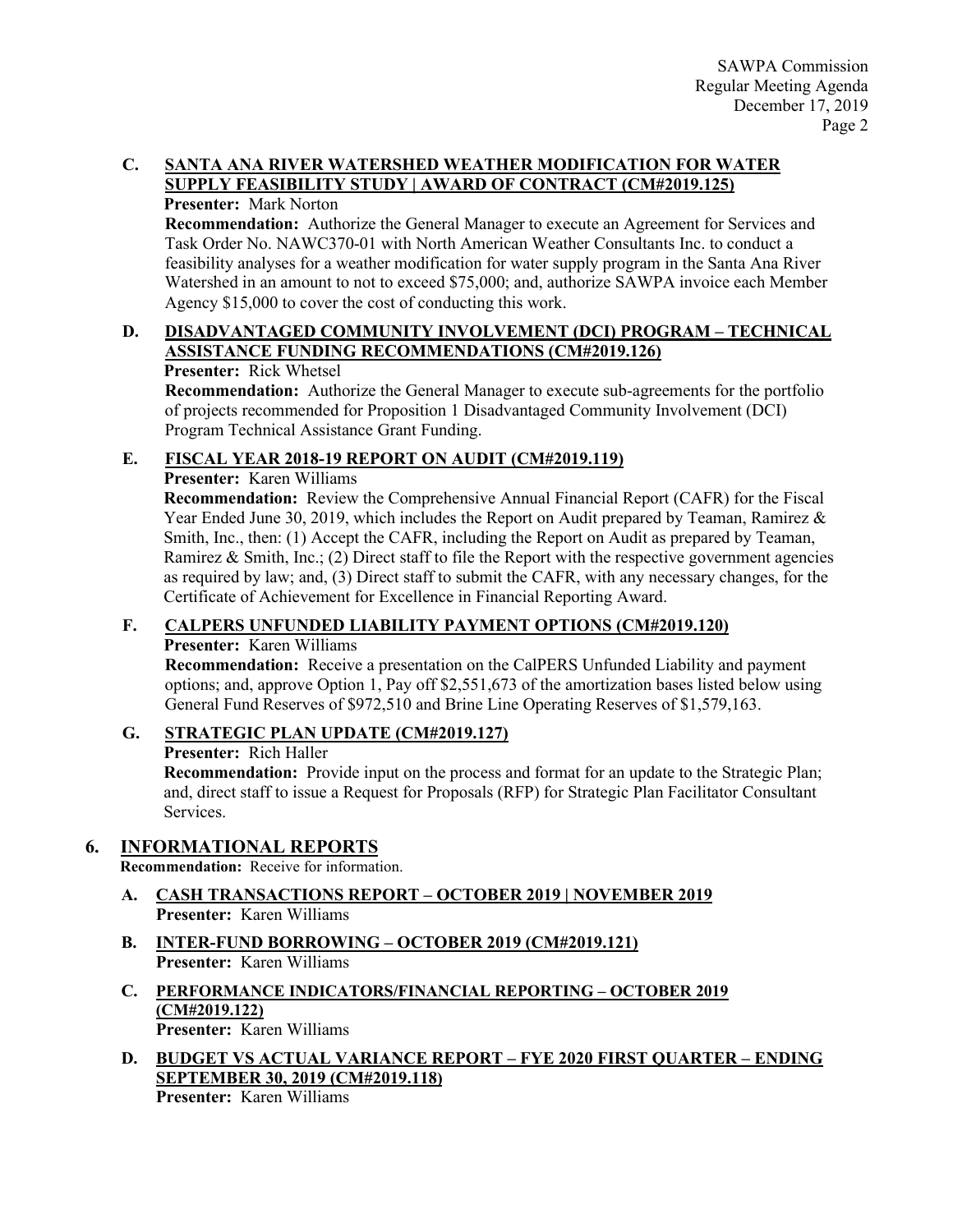**C. SANTA ANA RIVER WATERSHED WEATHER MODIFICATION FOR WATER SUPPLY FEASIBILITY STUDY | AWARD OF CONTRACT (CM#2019.125)**

**Presenter:** Mark Norton

**Recommendation:** Authorize the General Manager to execute an Agreement for Services and Task Order No. NAWC370-01 with North American Weather Consultants Inc. to conduct a feasibility analyses for a weather modification for water supply program in the Santa Ana River Watershed in an amount to not to exceed $75,000; and, authorize SAWPA invoice each Member Agency $15,000 to cover the cost of conducting this work.

**D. DISADVANTAGED COMMUNITY INVOLVEMENT (DCI) PROGRAM – TECHNICAL ASSISTANCE FUNDING RECOMMENDATIONS (CM#2019.126)**

**Presenter:** Rick Whetsel

**Recommendation:** Authorize the General Manager to execute sub-agreements for the portfolio of projects recommended for Proposition 1 Disadvantaged Community Involvement (DCI) Program Technical Assistance Grant Funding.

**E. FISCAL YEAR 2018-19 REPORT ON AUDIT (CM#2019.119)**

**Presenter:** Karen Williams

**Recommendation:** Review the Comprehensive Annual Financial Report (CAFR) for the Fiscal Year Ended June 30, 2019, which includes the Report on Audit prepared by Teaman, Ramirez & Smith, Inc., then: (1) Accept the CAFR, including the Report on Audit as prepared by Teaman, Ramirez & Smith, Inc.; (2) Direct staff to file the Report with the respective government agencies as required by law; and, (3) Direct staff to submit the CAFR, with any necessary changes, for the Certificate of Achievement for Excellence in Financial Reporting Award.

**F. CALPERS UNFUNDED LIABILITY PAYMENT OPTIONS (CM#2019.120)**

**Presenter:** Karen Williams

**Recommendation:** Receive a presentation on the CalPERS Unfunded Liability and payment options; and, approve Option 1, Pay off $2,551,673 of the amortization bases listed below using General Fund Reserves of $972,510 and Brine Line Operating Reserves of $1,579,163.

**G. STRATEGIC PLAN UPDATE (CM#2019.127)**

**Presenter:** Rich Haller

**Recommendation:** Provide input on the process and format for an update to the Strategic Plan; and, direct staff to issue a Request for Proposals (RFP) for Strategic Plan Facilitator Consultant Services.

## 6. INFORMATIONAL REPORTS

**Recommendation:** Receive for information.

**A. CASH TRANSACTIONS REPORT – OCTOBER 2019 | NOVEMBER 2019**

**Presenter:** Karen Williams

**B. INTER-FUND BORROWING – OCTOBER 2019 (CM#2019.121)**

**Presenter:** Karen Williams

**C. PERFORMANCE INDICATORS/FINANCIAL REPORTING – OCTOBER 2019 (CM#2019.122)**

**Presenter:** Karen Williams

**D. BUDGET VS ACTUAL VARIANCE REPORT – FYE 2020 FIRST QUARTER – ENDING SEPTEMBER 30, 2019 (CM#2019.118)**

**Presenter:** Karen Williams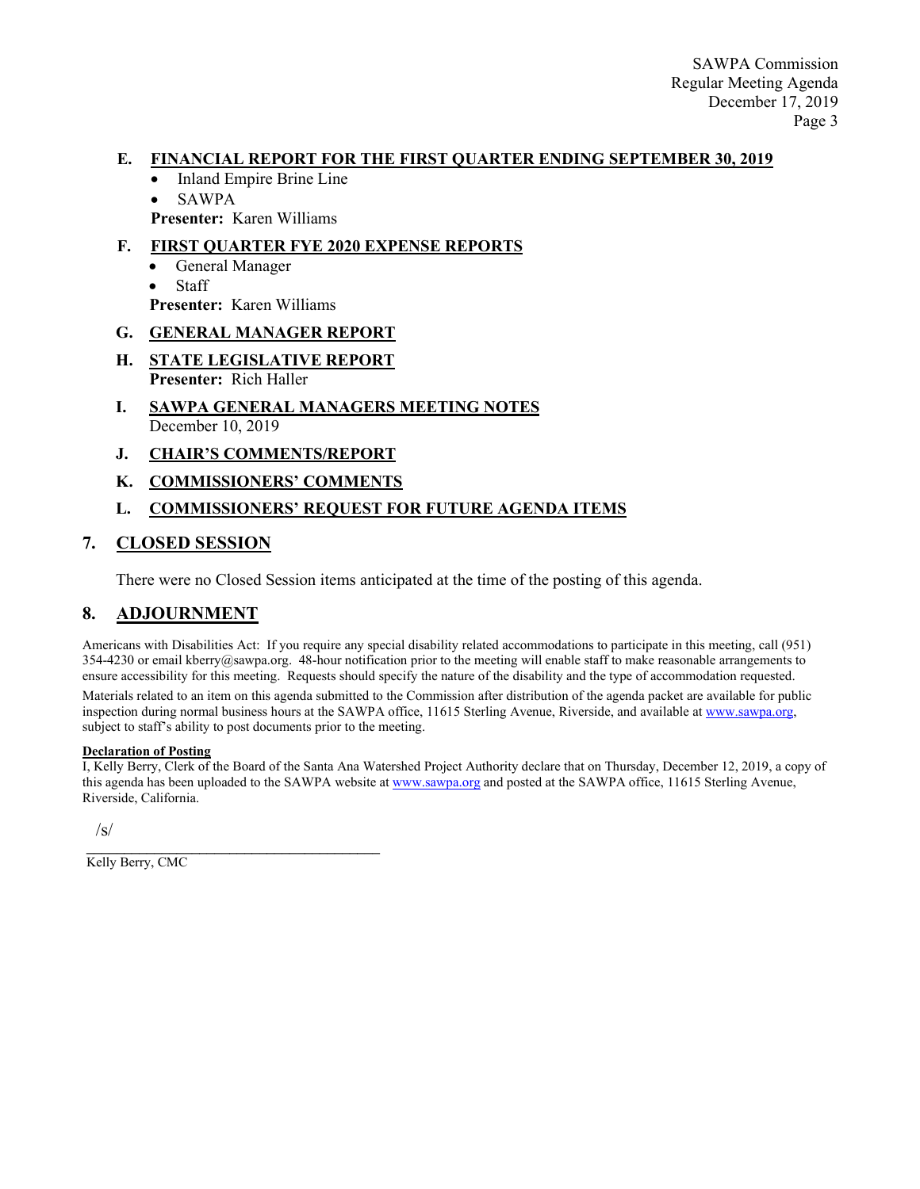**E. FINANCIAL REPORT FOR THE FIRST QUARTER ENDING SEPTEMBER 30, 2019**

- Inland Empire Brine Line
- SAWPA

**Presenter:** Karen Williams

**F. FIRST QUARTER FYE 2020 EXPENSE REPORTS**

- General Manager
- Staff

**Presenter:** Karen Williams

**G. GENERAL MANAGER REPORT**

**H. STATE LEGISLATIVE REPORT**
**Presenter:** Rich Haller

**I. SAWPA GENERAL MANAGERS MEETING NOTES**
December 10, 2019

**J. CHAIR'S COMMENTS/REPORT**

**K. COMMISSIONERS' COMMENTS**

**L. COMMISSIONERS' REQUEST FOR FUTURE AGENDA ITEMS**

## 7. CLOSED SESSION

There were no Closed Session items anticipated at the time of the posting of this agenda.

## 8. ADJOURNMENT

Americans with Disabilities Act: If you require any special disability related accommodations to participate in this meeting, call (951) 354-4230 or email kberry@sawpa.org. 48-hour notification prior to the meeting will enable staff to make reasonable arrangements to ensure accessibility for this meeting. Requests should specify the nature of the disability and the type of accommodation requested.

Materials related to an item on this agenda submitted to the Commission after distribution of the agenda packet are available for public inspection during normal business hours at the SAWPA office, 11615 Sterling Avenue, Riverside, and available at www.sawpa.org, subject to staff's ability to post documents prior to the meeting.

**Declaration of Posting**

I, Kelly Berry, Clerk of the Board of the Santa Ana Watershed Project Authority declare that on Thursday, December 12, 2019, a copy of this agenda has been uploaded to the SAWPA website at www.sawpa.org and posted at the SAWPA office, 11615 Sterling Avenue, Riverside, California.

/s/

Kelly Berry, CMC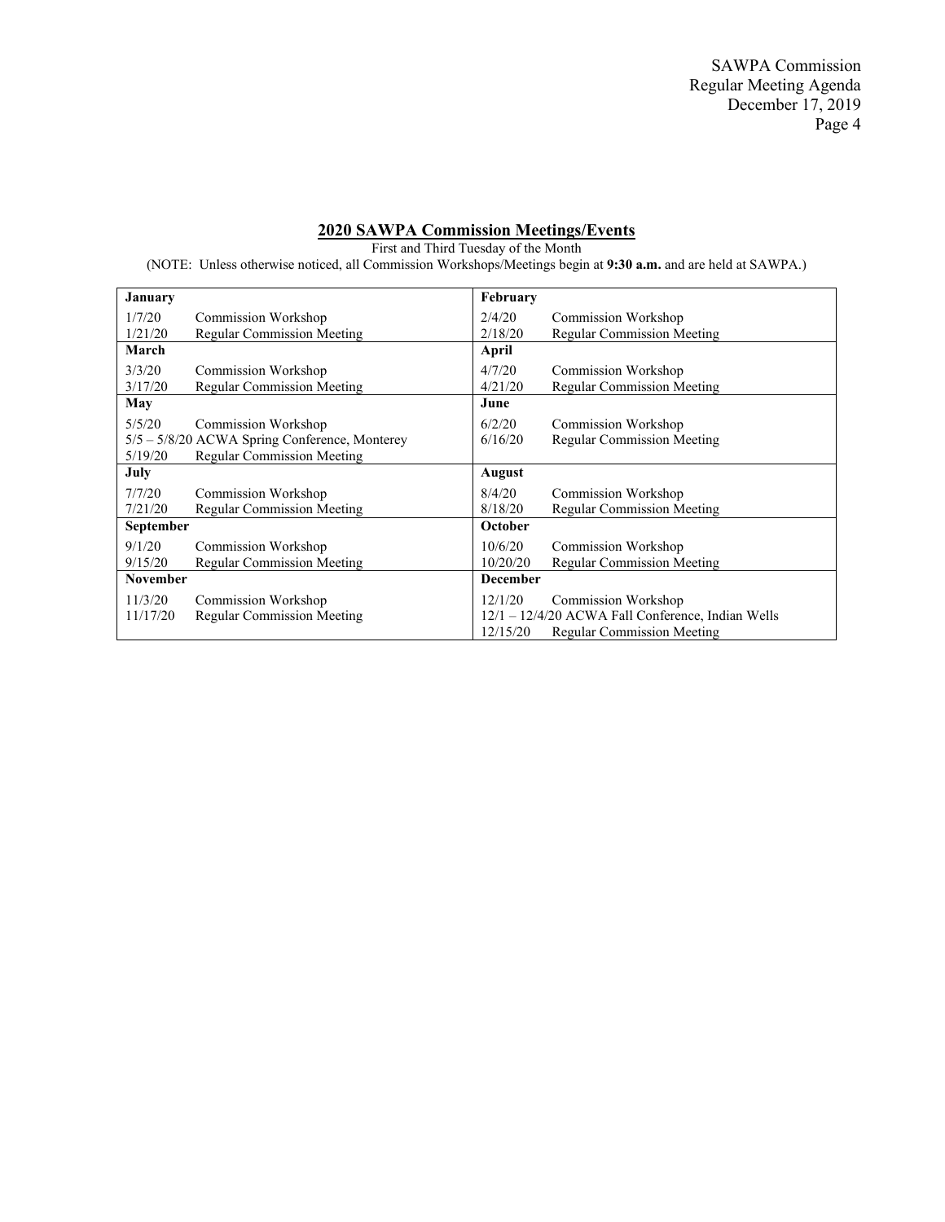## 2020 SAWPA Commission Meetings/Events

First and Third Tuesday of the Month

(NOTE: Unless otherwise noticed, all Commission Workshops/Meetings begin at **9:30 a.m.** and are held at SAWPA.)

| **January** | | **February** | |
|---|---|---|---|
| 1/7/20 | Commission Workshop | 2/4/20 | Commission Workshop |
| 1/21/20 | Regular Commission Meeting | 2/18/20 | Regular Commission Meeting |
| **March** | | **April** | |
| 3/3/20 | Commission Workshop | 4/7/20 | Commission Workshop |
| 3/17/20 | Regular Commission Meeting | 4/21/20 | Regular Commission Meeting |
| **May** | | **June** | |
| 5/5/20 | Commission Workshop | 6/2/20 | Commission Workshop |
| 5/5 – 5/8/20 | ACWA Spring Conference, Monterey | 6/16/20 | Regular Commission Meeting |
| 5/19/20 | Regular Commission Meeting | | |
| **July** | | **August** | |
| 7/7/20 | Commission Workshop | 8/4/20 | Commission Workshop |
| 7/21/20 | Regular Commission Meeting | 8/18/20 | Regular Commission Meeting |
| **September** | | **October** | |
| 9/1/20 | Commission Workshop | 10/6/20 | Commission Workshop |
| 9/15/20 | Regular Commission Meeting | 10/20/20 | Regular Commission Meeting |
| **November** | | **December** | |
| 11/3/20 | Commission Workshop | 12/1/20 | Commission Workshop |
| 11/17/20 | Regular Commission Meeting | 12/1 – 12/4/20 | ACWA Fall Conference, Indian Wells |
| | | 12/15/20 | Regular Commission Meeting |